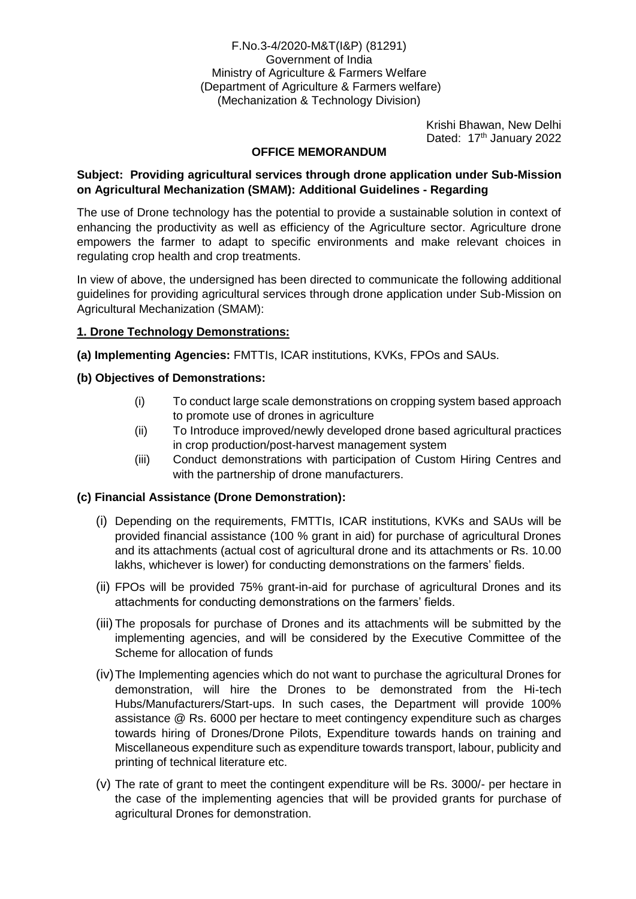F.No.3-4/2020-M&T(I&P) (81291)
Government of India
Ministry of Agriculture & Farmers Welfare
(Department of Agriculture & Farmers welfare)
(Mechanization & Technology Division)

Krishi Bhawan, New Delhi
Dated: 17th January 2022

**OFFICE MEMORANDUM**

**Subject: Providing agricultural services through drone application under Sub-Mission on Agricultural Mechanization (SMAM): Additional Guidelines - Regarding**

The use of Drone technology has the potential to provide a sustainable solution in context of enhancing the productivity as well as efficiency of the Agriculture sector. Agriculture drone empowers the farmer to adapt to specific environments and make relevant choices in regulating crop health and crop treatments.

In view of above, the undersigned has been directed to communicate the following additional guidelines for providing agricultural services through drone application under Sub-Mission on Agricultural Mechanization (SMAM):

**1. Drone Technology Demonstrations:**

**(a) Implementing Agencies:** FMTTIs, ICAR institutions, KVKs, FPOs and SAUs.

**(b) Objectives of Demonstrations:**

(i) To conduct large scale demonstrations on cropping system based approach to promote use of drones in agriculture

(ii) To Introduce improved/newly developed drone based agricultural practices in crop production/post-harvest management system

(iii) Conduct demonstrations with participation of Custom Hiring Centres and with the partnership of drone manufacturers.

**(c) Financial Assistance (Drone Demonstration):**

(i) Depending on the requirements, FMTTIs, ICAR institutions, KVKs and SAUs will be provided financial assistance (100 % grant in aid) for purchase of agricultural Drones and its attachments (actual cost of agricultural drone and its attachments or Rs. 10.00 lakhs, whichever is lower) for conducting demonstrations on the farmers' fields.

(ii) FPOs will be provided 75% grant-in-aid for purchase of agricultural Drones and its attachments for conducting demonstrations on the farmers' fields.

(iii) The proposals for purchase of Drones and its attachments will be submitted by the implementing agencies, and will be considered by the Executive Committee of the Scheme for allocation of funds

(iv) The Implementing agencies which do not want to purchase the agricultural Drones for demonstration, will hire the Drones to be demonstrated from the Hi-tech Hubs/Manufacturers/Start-ups. In such cases, the Department will provide 100% assistance @ Rs. 6000 per hectare to meet contingency expenditure such as charges towards hiring of Drones/Drone Pilots, Expenditure towards hands on training and Miscellaneous expenditure such as expenditure towards transport, labour, publicity and printing of technical literature etc.

(v) The rate of grant to meet the contingent expenditure will be Rs. 3000/- per hectare in the case of the implementing agencies that will be provided grants for purchase of agricultural Drones for demonstration.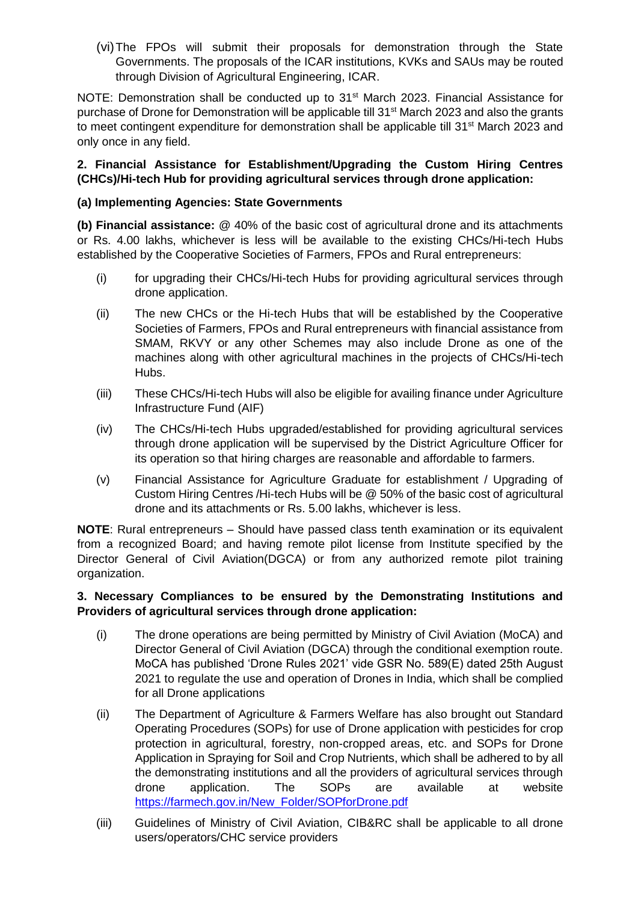(vi) The FPOs will submit their proposals for demonstration through the State Governments. The proposals of the ICAR institutions, KVKs and SAUs may be routed through Division of Agricultural Engineering, ICAR.

NOTE: Demonstration shall be conducted up to 31st March 2023. Financial Assistance for purchase of Drone for Demonstration will be applicable till 31st March 2023 and also the grants to meet contingent expenditure for demonstration shall be applicable till 31st March 2023 and only once in any field.

**2. Financial Assistance for Establishment/Upgrading the Custom Hiring Centres (CHCs)/Hi-tech Hub for providing agricultural services through drone application:**

**(a) Implementing Agencies: State Governments**

**(b) Financial assistance:** @ 40% of the basic cost of agricultural drone and its attachments or Rs. 4.00 lakhs, whichever is less will be available to the existing CHCs/Hi-tech Hubs established by the Cooperative Societies of Farmers, FPOs and Rural entrepreneurs:

(i) for upgrading their CHCs/Hi-tech Hubs for providing agricultural services through drone application.

(ii) The new CHCs or the Hi-tech Hubs that will be established by the Cooperative Societies of Farmers, FPOs and Rural entrepreneurs with financial assistance from SMAM, RKVY or any other Schemes may also include Drone as one of the machines along with other agricultural machines in the projects of CHCs/Hi-tech Hubs.

(iii) These CHCs/Hi-tech Hubs will also be eligible for availing finance under Agriculture Infrastructure Fund (AIF)

(iv) The CHCs/Hi-tech Hubs upgraded/established for providing agricultural services through drone application will be supervised by the District Agriculture Officer for its operation so that hiring charges are reasonable and affordable to farmers.

(v) Financial Assistance for Agriculture Graduate for establishment / Upgrading of Custom Hiring Centres /Hi-tech Hubs will be @ 50% of the basic cost of agricultural drone and its attachments or Rs. 5.00 lakhs, whichever is less.

**NOTE**: Rural entrepreneurs – Should have passed class tenth examination or its equivalent from a recognized Board; and having remote pilot license from Institute specified by the Director General of Civil Aviation(DGCA) or from any authorized remote pilot training organization.

**3. Necessary Compliances to be ensured by the Demonstrating Institutions and Providers of agricultural services through drone application:**

(i) The drone operations are being permitted by Ministry of Civil Aviation (MoCA) and Director General of Civil Aviation (DGCA) through the conditional exemption route. MoCA has published 'Drone Rules 2021' vide GSR No. 589(E) dated 25th August 2021 to regulate the use and operation of Drones in India, which shall be complied for all Drone applications

(ii) The Department of Agriculture & Farmers Welfare has also brought out Standard Operating Procedures (SOPs) for use of Drone application with pesticides for crop protection in agricultural, forestry, non-cropped areas, etc. and SOPs for Drone Application in Spraying for Soil and Crop Nutrients, which shall be adhered to by all the demonstrating institutions and all the providers of agricultural services through drone application. The SOPs are available at website https://farmech.gov.in/New_Folder/SOPforDrone.pdf

(iii) Guidelines of Ministry of Civil Aviation, CIB&RC shall be applicable to all drone users/operators/CHC service providers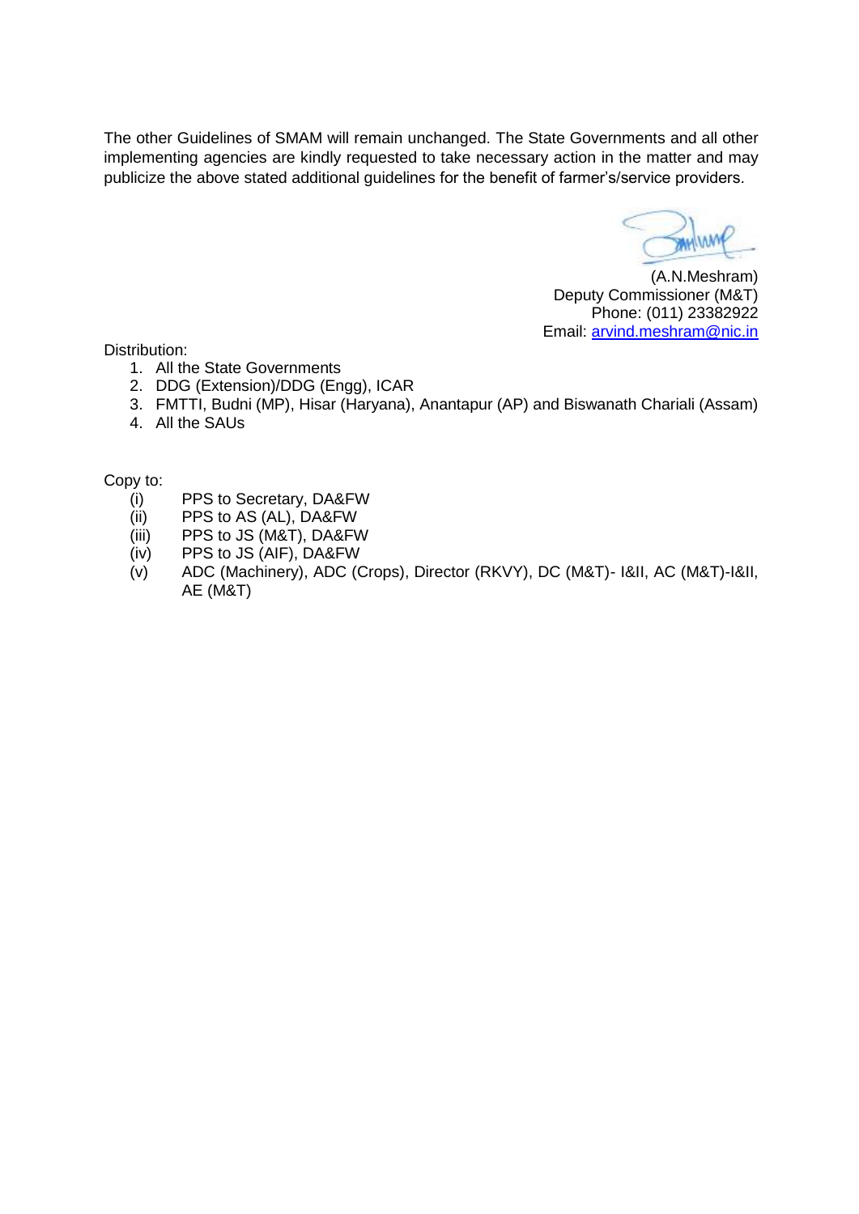The other Guidelines of SMAM will remain unchanged. The State Governments and all other implementing agencies are kindly requested to take necessary action in the matter and may publicize the above stated additional guidelines for the benefit of farmer's/service providers.

(A.N.Meshram)
Deputy Commissioner (M&T)
Phone: (011) 23382922
Email: arvind.meshram@nic.in

Distribution:

1. All the State Governments
2. DDG (Extension)/DDG (Engg), ICAR
3. FMTTI, Budni (MP), Hisar (Haryana), Anantapur (AP) and Biswanath Chariali (Assam)
4. All the SAUs

Copy to:

(i) PPS to Secretary, DA&FW
(ii) PPS to AS (AL), DA&FW
(iii) PPS to JS (M&T), DA&FW
(iv) PPS to JS (AIF), DA&FW
(v) ADC (Machinery), ADC (Crops), Director (RKVY), DC (M&T)- I&II, AC (M&T)-I&II, AE (M&T)